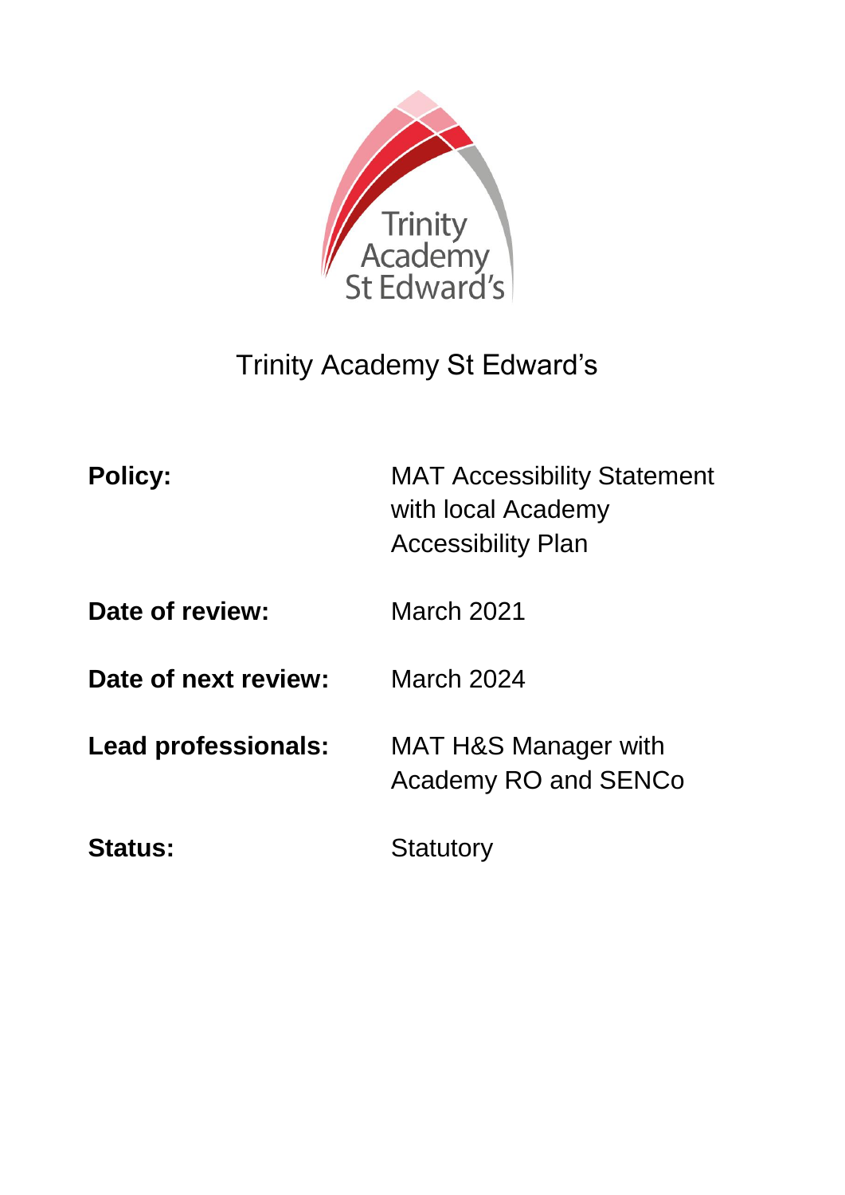# Trinity Academy St Edward's

| | |
|---|---|
| **Policy:** | MAT Accessibility Statement with local Academy Accessibility Plan |
| **Date of review:** | March 2021 |
| **Date of next review:** | March 2024 |
| **Lead professionals:** | MAT H&S Manager with Academy RO and SENCo |
| **Status:** | Statutory |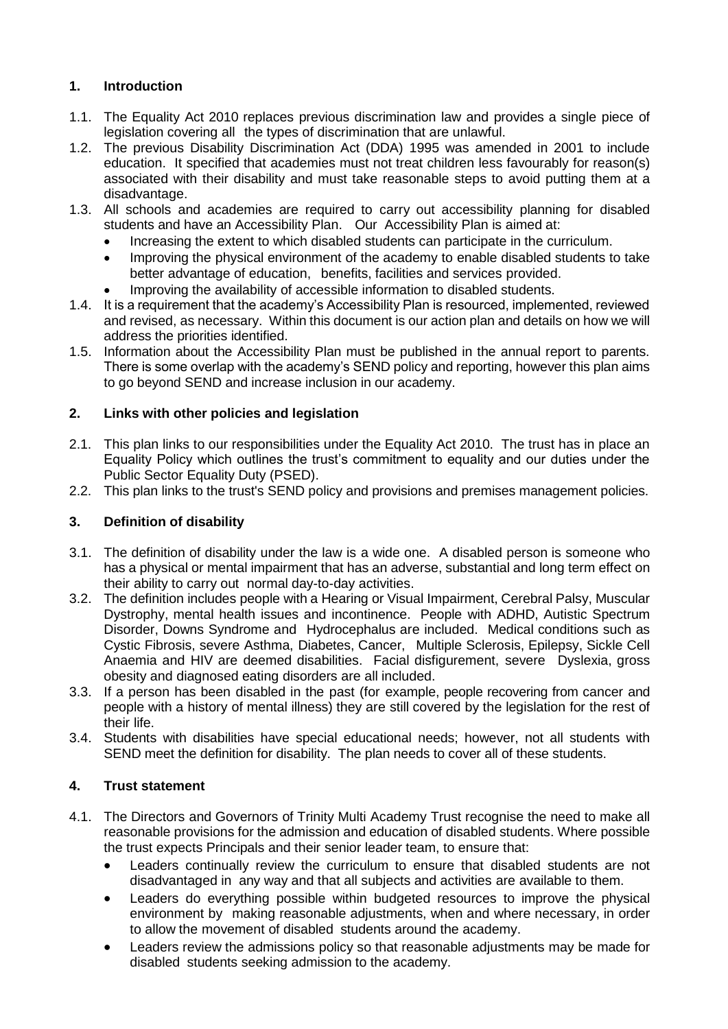## 1. Introduction

1.1. The Equality Act 2010 replaces previous discrimination law and provides a single piece of legislation covering all the types of discrimination that are unlawful.

1.2. The previous Disability Discrimination Act (DDA) 1995 was amended in 2001 to include education. It specified that academies must not treat children less favourably for reason(s) associated with their disability and must take reasonable steps to avoid putting them at a disadvantage.

1.3. All schools and academies are required to carry out accessibility planning for disabled students and have an Accessibility Plan. Our Accessibility Plan is aimed at:

- Increasing the extent to which disabled students can participate in the curriculum.
- Improving the physical environment of the academy to enable disabled students to take better advantage of education, benefits, facilities and services provided.
- Improving the availability of accessible information to disabled students.

1.4. It is a requirement that the academy's Accessibility Plan is resourced, implemented, reviewed and revised, as necessary. Within this document is our action plan and details on how we will address the priorities identified.

1.5. Information about the Accessibility Plan must be published in the annual report to parents. There is some overlap with the academy's SEND policy and reporting, however this plan aims to go beyond SEND and increase inclusion in our academy.

## 2. Links with other policies and legislation

2.1. This plan links to our responsibilities under the Equality Act 2010. The trust has in place an Equality Policy which outlines the trust's commitment to equality and our duties under the Public Sector Equality Duty (PSED).

2.2. This plan links to the trust's SEND policy and provisions and premises management policies.

## 3. Definition of disability

3.1. The definition of disability under the law is a wide one. A disabled person is someone who has a physical or mental impairment that has an adverse, substantial and long term effect on their ability to carry out normal day-to-day activities.

3.2. The definition includes people with a Hearing or Visual Impairment, Cerebral Palsy, Muscular Dystrophy, mental health issues and incontinence. People with ADHD, Autistic Spectrum Disorder, Downs Syndrome and Hydrocephalus are included. Medical conditions such as Cystic Fibrosis, severe Asthma, Diabetes, Cancer, Multiple Sclerosis, Epilepsy, Sickle Cell Anaemia and HIV are deemed disabilities. Facial disfigurement, severe Dyslexia, gross obesity and diagnosed eating disorders are all included.

3.3. If a person has been disabled in the past (for example, people recovering from cancer and people with a history of mental illness) they are still covered by the legislation for the rest of their life.

3.4. Students with disabilities have special educational needs; however, not all students with SEND meet the definition for disability. The plan needs to cover all of these students.

## 4. Trust statement

4.1. The Directors and Governors of Trinity Multi Academy Trust recognise the need to make all reasonable provisions for the admission and education of disabled students. Where possible the trust expects Principals and their senior leader team, to ensure that:

- Leaders continually review the curriculum to ensure that disabled students are not disadvantaged in any way and that all subjects and activities are available to them.
- Leaders do everything possible within budgeted resources to improve the physical environment by making reasonable adjustments, when and where necessary, in order to allow the movement of disabled students around the academy.
- Leaders review the admissions policy so that reasonable adjustments may be made for disabled students seeking admission to the academy.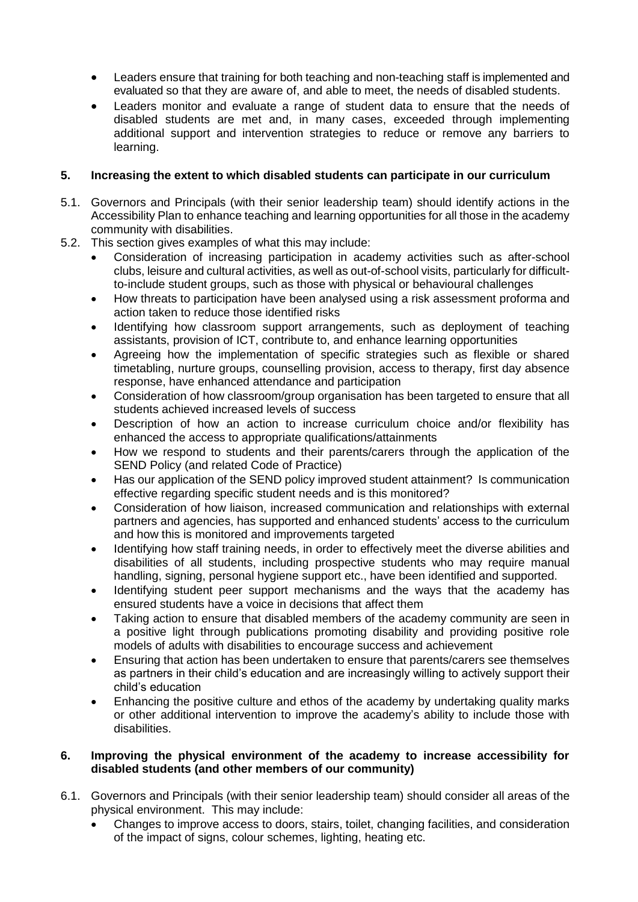- Leaders ensure that training for both teaching and non-teaching staff is implemented and evaluated so that they are aware of, and able to meet, the needs of disabled students.
- Leaders monitor and evaluate a range of student data to ensure that the needs of disabled students are met and, in many cases, exceeded through implementing additional support and intervention strategies to reduce or remove any barriers to learning.

## 5. Increasing the extent to which disabled students can participate in our curriculum

5.1. Governors and Principals (with their senior leadership team) should identify actions in the Accessibility Plan to enhance teaching and learning opportunities for all those in the academy community with disabilities.

5.2. This section gives examples of what this may include:

- Consideration of increasing participation in academy activities such as after-school clubs, leisure and cultural activities, as well as out-of-school visits, particularly for difficult-to-include student groups, such as those with physical or behavioural challenges
- How threats to participation have been analysed using a risk assessment proforma and action taken to reduce those identified risks
- Identifying how classroom support arrangements, such as deployment of teaching assistants, provision of ICT, contribute to, and enhance learning opportunities
- Agreeing how the implementation of specific strategies such as flexible or shared timetabling, nurture groups, counselling provision, access to therapy, first day absence response, have enhanced attendance and participation
- Consideration of how classroom/group organisation has been targeted to ensure that all students achieved increased levels of success
- Description of how an action to increase curriculum choice and/or flexibility has enhanced the access to appropriate qualifications/attainments
- How we respond to students and their parents/carers through the application of the SEND Policy (and related Code of Practice)
- Has our application of the SEND policy improved student attainment? Is communication effective regarding specific student needs and is this monitored?
- Consideration of how liaison, increased communication and relationships with external partners and agencies, has supported and enhanced students' access to the curriculum and how this is monitored and improvements targeted
- Identifying how staff training needs, in order to effectively meet the diverse abilities and disabilities of all students, including prospective students who may require manual handling, signing, personal hygiene support etc., have been identified and supported.
- Identifying student peer support mechanisms and the ways that the academy has ensured students have a voice in decisions that affect them
- Taking action to ensure that disabled members of the academy community are seen in a positive light through publications promoting disability and providing positive role models of adults with disabilities to encourage success and achievement
- Ensuring that action has been undertaken to ensure that parents/carers see themselves as partners in their child's education and are increasingly willing to actively support their child's education
- Enhancing the positive culture and ethos of the academy by undertaking quality marks or other additional intervention to improve the academy's ability to include those with disabilities.

## 6. Improving the physical environment of the academy to increase accessibility for disabled students (and other members of our community)

6.1. Governors and Principals (with their senior leadership team) should consider all areas of the physical environment. This may include:

- Changes to improve access to doors, stairs, toilet, changing facilities, and consideration of the impact of signs, colour schemes, lighting, heating etc.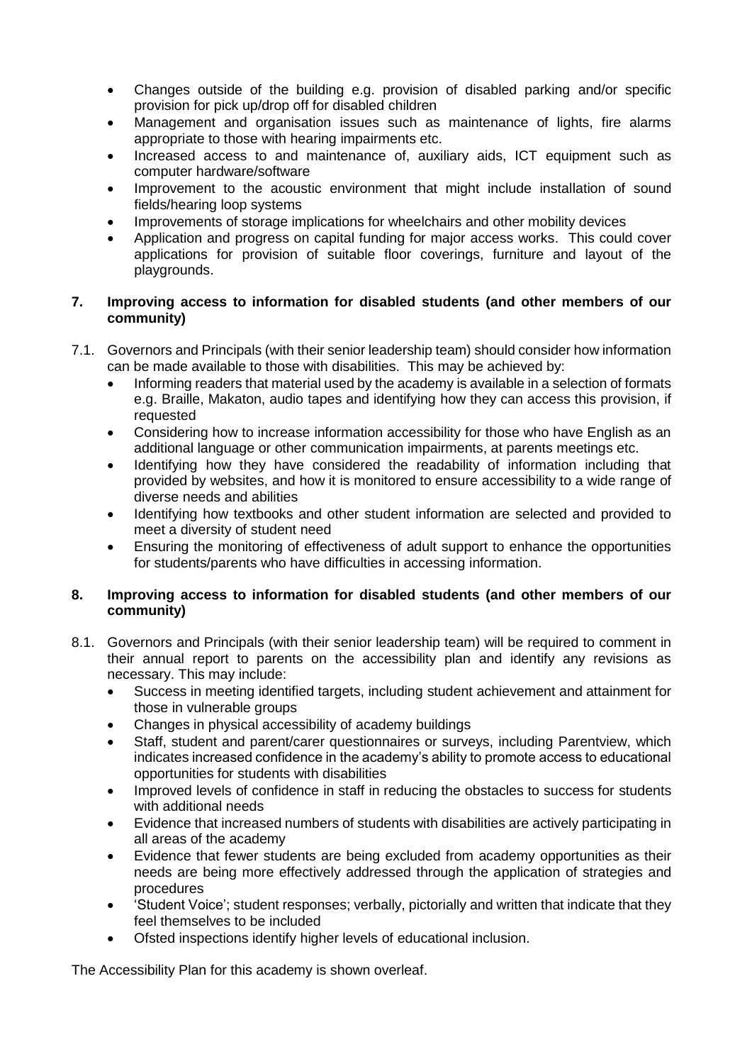- Changes outside of the building e.g. provision of disabled parking and/or specific provision for pick up/drop off for disabled children
- Management and organisation issues such as maintenance of lights, fire alarms appropriate to those with hearing impairments etc.
- Increased access to and maintenance of, auxiliary aids, ICT equipment such as computer hardware/software
- Improvement to the acoustic environment that might include installation of sound fields/hearing loop systems
- Improvements of storage implications for wheelchairs and other mobility devices
- Application and progress on capital funding for major access works. This could cover applications for provision of suitable floor coverings, furniture and layout of the playgrounds.

## 7. Improving access to information for disabled students (and other members of our community)

7.1. Governors and Principals (with their senior leadership team) should consider how information can be made available to those with disabilities. This may be achieved by:

- Informing readers that material used by the academy is available in a selection of formats e.g. Braille, Makaton, audio tapes and identifying how they can access this provision, if requested
- Considering how to increase information accessibility for those who have English as an additional language or other communication impairments, at parents meetings etc.
- Identifying how they have considered the readability of information including that provided by websites, and how it is monitored to ensure accessibility to a wide range of diverse needs and abilities
- Identifying how textbooks and other student information are selected and provided to meet a diversity of student need
- Ensuring the monitoring of effectiveness of adult support to enhance the opportunities for students/parents who have difficulties in accessing information.

## 8. Improving access to information for disabled students (and other members of our community)

8.1. Governors and Principals (with their senior leadership team) will be required to comment in their annual report to parents on the accessibility plan and identify any revisions as necessary. This may include:

- Success in meeting identified targets, including student achievement and attainment for those in vulnerable groups
- Changes in physical accessibility of academy buildings
- Staff, student and parent/carer questionnaires or surveys, including Parentview, which indicates increased confidence in the academy's ability to promote access to educational opportunities for students with disabilities
- Improved levels of confidence in staff in reducing the obstacles to success for students with additional needs
- Evidence that increased numbers of students with disabilities are actively participating in all areas of the academy
- Evidence that fewer students are being excluded from academy opportunities as their needs are being more effectively addressed through the application of strategies and procedures
- 'Student Voice'; student responses; verbally, pictorially and written that indicate that they feel themselves to be included
- Ofsted inspections identify higher levels of educational inclusion.

The Accessibility Plan for this academy is shown overleaf.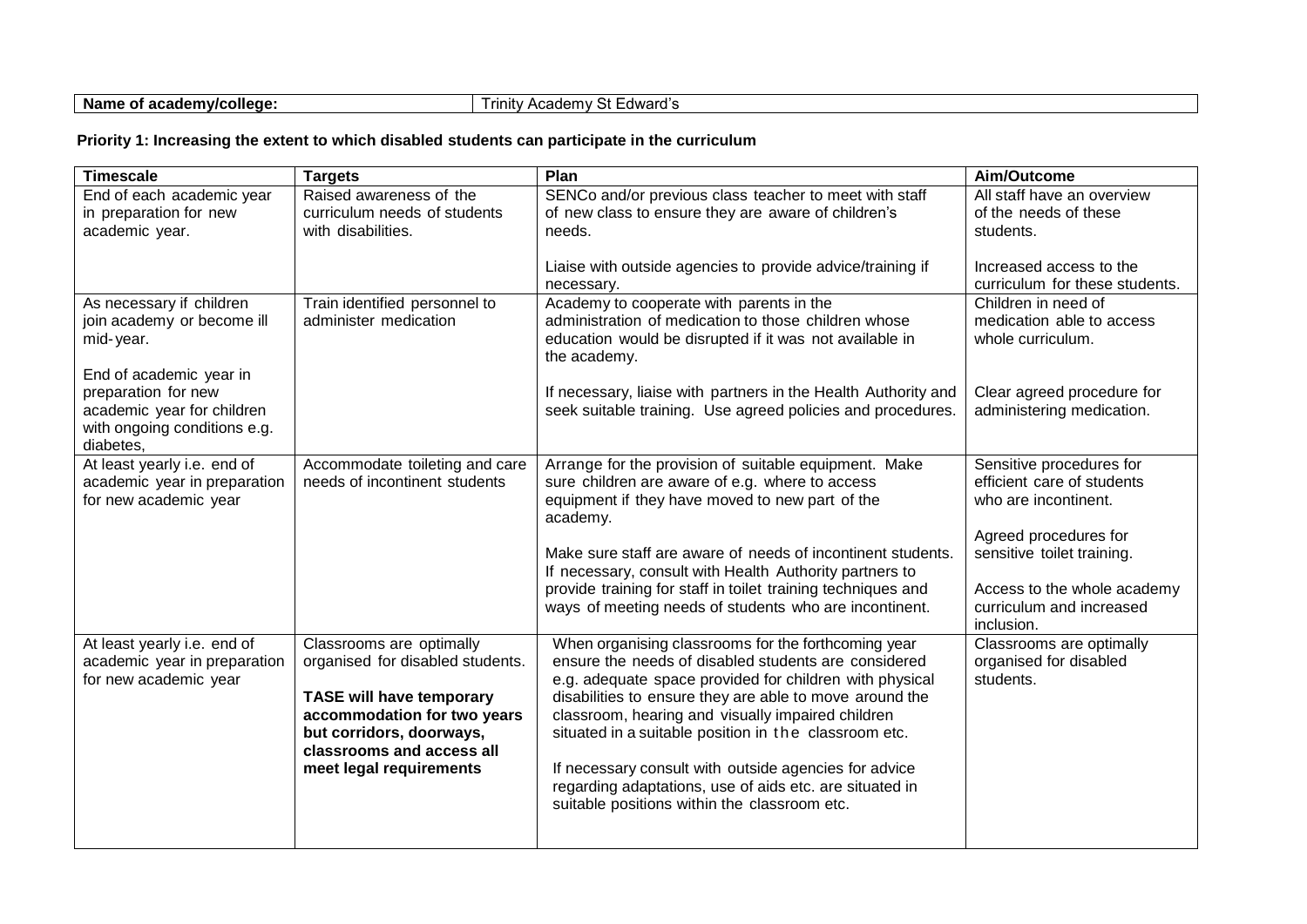| Name of academy/college: | Trinity Academy St Edward's |
|---|---|

**Priority 1: Increasing the extent to which disabled students can participate in the curriculum**

| Timescale | Targets | Plan | Aim/Outcome |
|---|---|---|---|
| End of each academic year in preparation for new academic year. | Raised awareness of the curriculum needs of students with disabilities. | SENCo and/or previous class teacher to meet with staff of new class to ensure they are aware of children's needs.<br><br>Liaise with outside agencies to provide advice/training if necessary. | All staff have an overview of the needs of these students.<br><br>Increased access to the curriculum for these students. |
| As necessary if children join academy or become ill mid-year.<br><br>End of academic year in preparation for new academic year for children with ongoing conditions e.g. diabetes, | Train identified personnel to administer medication | Academy to cooperate with parents in the administration of medication to those children whose education would be disrupted if it was not available in the academy.<br><br>If necessary, liaise with partners in the Health Authority and seek suitable training. Use agreed policies and procedures. | Children in need of medication able to access whole curriculum.<br><br>Clear agreed procedure for administering medication. |
| At least yearly i.e. end of academic year in preparation for new academic year | Accommodate toileting and care needs of incontinent students | Arrange for the provision of suitable equipment. Make sure children are aware of e.g. where to access equipment if they have moved to new part of the academy.<br><br>Make sure staff are aware of needs of incontinent students. If necessary, consult with Health Authority partners to provide training for staff in toilet training techniques and ways of meeting needs of students who are incontinent. | Sensitive procedures for efficient care of students who are incontinent.<br><br>Agreed procedures for sensitive toilet training.<br><br>Access to the whole academy curriculum and increased inclusion. |
| At least yearly i.e. end of academic year in preparation for new academic year | Classrooms are optimally organised for disabled students.<br><br>**TASE will have temporary accommodation for two years but corridors, doorways, classrooms and access all meet legal requirements** | When organising classrooms for the forthcoming year ensure the needs of disabled students are considered e.g. adequate space provided for children with physical disabilities to ensure they are able to move around the classroom, hearing and visually impaired children situated in a suitable position in the classroom etc.<br><br>If necessary consult with outside agencies for advice regarding adaptations, use of aids etc. are situated in suitable positions within the classroom etc. | Classrooms are optimally organised for disabled students. |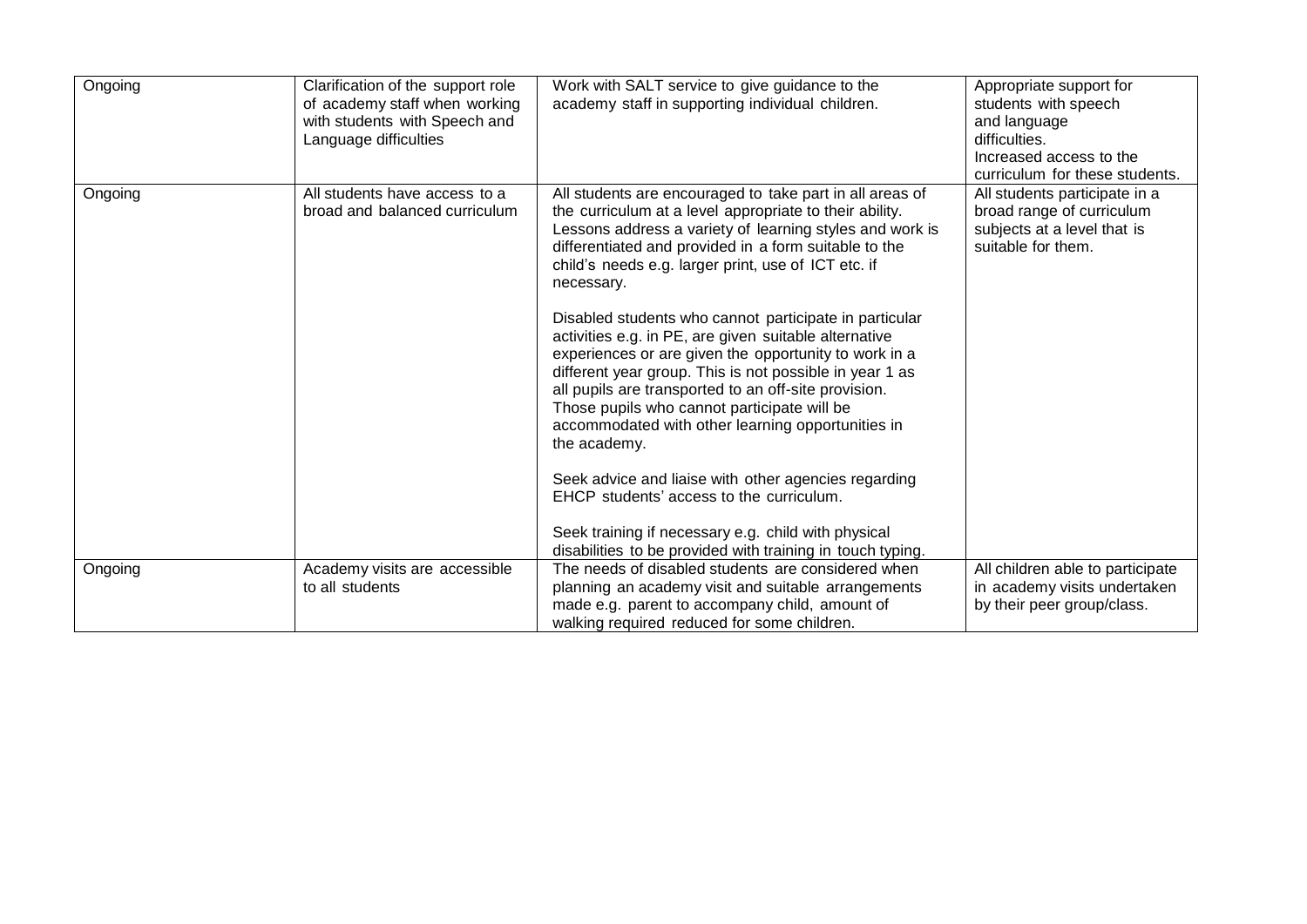| Ongoing | Clarification of the support role of academy staff when working with students with Speech and Language difficulties | Work with SALT service to give guidance to the academy staff in supporting individual children. | Appropriate support for students with speech and language difficulties. Increased access to the curriculum for these students. |
|---|---|---|---|
| Ongoing | All students have access to a broad and balanced curriculum | All students are encouraged to take part in all areas of the curriculum at a level appropriate to their ability. Lessons address a variety of learning styles and work is differentiated and provided in a form suitable to the child's needs e.g. larger print, use of ICT etc. if necessary.<br><br>Disabled students who cannot participate in particular activities e.g. in PE, are given suitable alternative experiences or are given the opportunity to work in a different year group. This is not possible in year 1 as all pupils are transported to an off-site provision. Those pupils who cannot participate will be accommodated with other learning opportunities in the academy.<br><br>Seek advice and liaise with other agencies regarding EHCP students' access to the curriculum.<br><br>Seek training if necessary e.g. child with physical disabilities to be provided with training in touch typing. | All students participate in a broad range of curriculum subjects at a level that is suitable for them. |
| Ongoing | Academy visits are accessible to all students | The needs of disabled students are considered when planning an academy visit and suitable arrangements made e.g. parent to accompany child, amount of walking required reduced for some children. | All children able to participate in academy visits undertaken by their peer group/class. |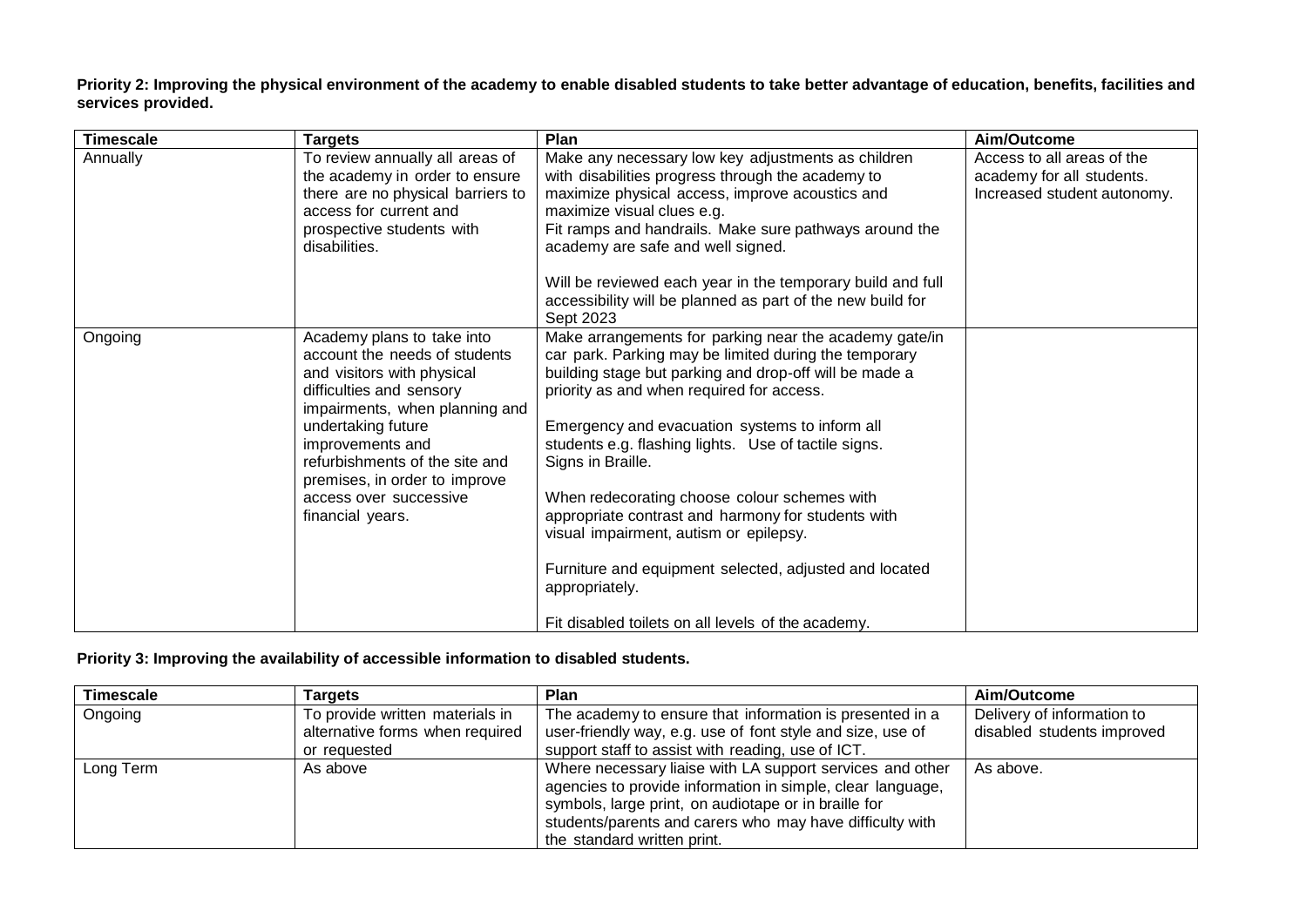**Priority 2: Improving the physical environment of the academy to enable disabled students to take better advantage of education, benefits, facilities and services provided.**

| Timescale | Targets | Plan | Aim/Outcome |
|---|---|---|---|
| Annually | To review annually all areas of the academy in order to ensure there are no physical barriers to access for current and prospective students with disabilities. | Make any necessary low key adjustments as children with disabilities progress through the academy to maximize physical access, improve acoustics and maximize visual clues e.g. Fit ramps and handrails. Make sure pathways around the academy are safe and well signed.<br><br>Will be reviewed each year in the temporary build and full accessibility will be planned as part of the new build for Sept 2023 | Access to all areas of the academy for all students. Increased student autonomy. |
| Ongoing | Academy plans to take into account the needs of students and visitors with physical difficulties and sensory impairments, when planning and undertaking future improvements and refurbishments of the site and premises, in order to improve access over successive financial years. | Make arrangements for parking near the academy gate/in car park. Parking may be limited during the temporary building stage but parking and drop-off will be made a priority as and when required for access.<br><br>Emergency and evacuation systems to inform all students e.g. flashing lights. Use of tactile signs. Signs in Braille.<br><br>When redecorating choose colour schemes with appropriate contrast and harmony for students with visual impairment, autism or epilepsy.<br><br>Furniture and equipment selected, adjusted and located appropriately.<br><br>Fit disabled toilets on all levels of the academy. | |

**Priority 3: Improving the availability of accessible information to disabled students.**

| Timescale | Targets | Plan | Aim/Outcome |
|---|---|---|---|
| Ongoing | To provide written materials in alternative forms when required or requested | The academy to ensure that information is presented in a user-friendly way, e.g. use of font style and size, use of support staff to assist with reading, use of ICT. | Delivery of information to disabled students improved |
| Long Term | As above | Where necessary liaise with LA support services and other agencies to provide information in simple, clear language, symbols, large print, on audiotape or in braille for students/parents and carers who may have difficulty with the standard written print. | As above. |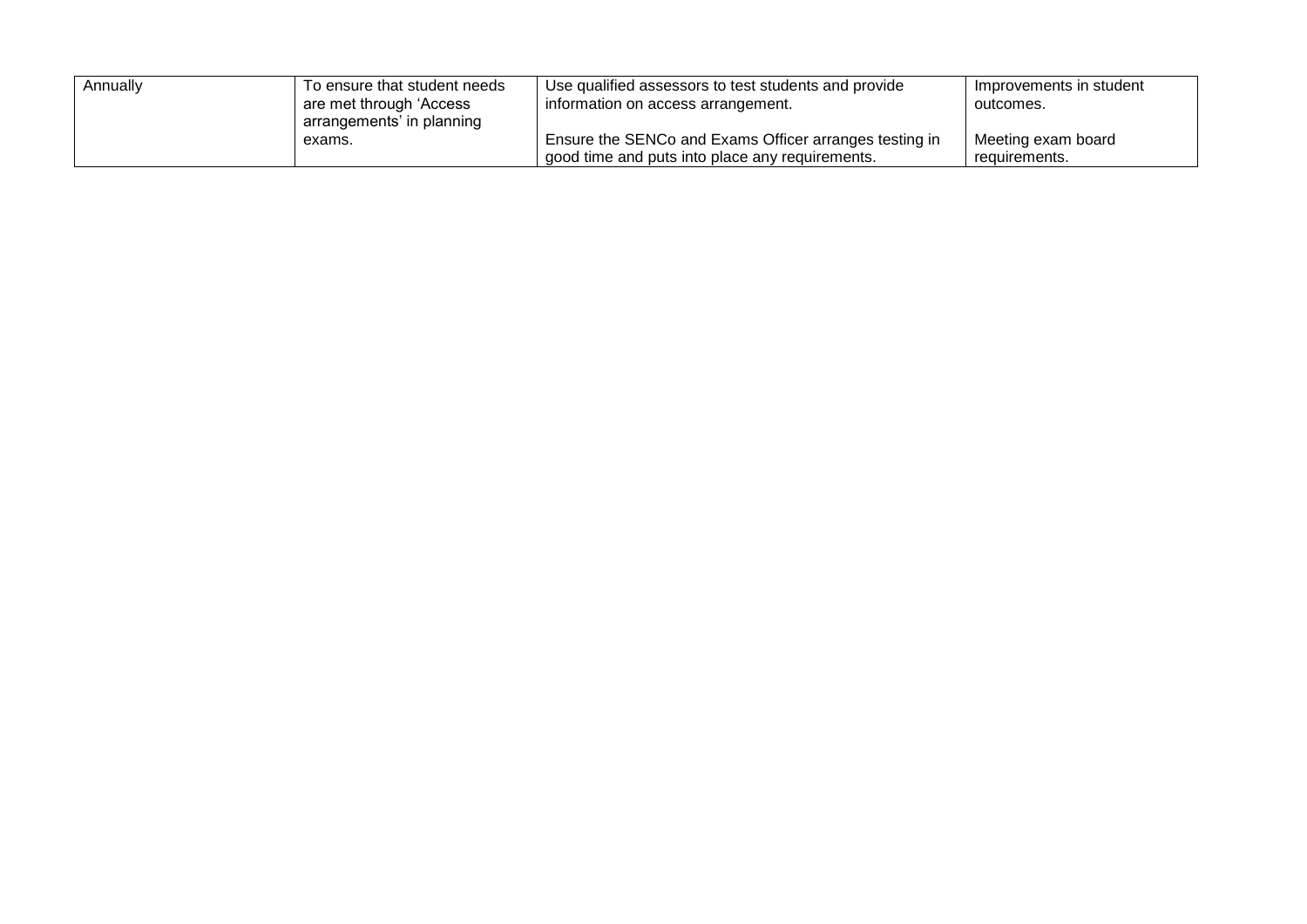| | | | |
|---|---|---|---|
| Annually | To ensure that student needs are met through 'Access arrangements' in planning exams. | Use qualified assessors to test students and provide information on access arrangement.<br><br>Ensure the SENCo and Exams Officer arranges testing in good time and puts into place any requirements. | Improvements in student outcomes.<br><br>Meeting exam board requirements. |